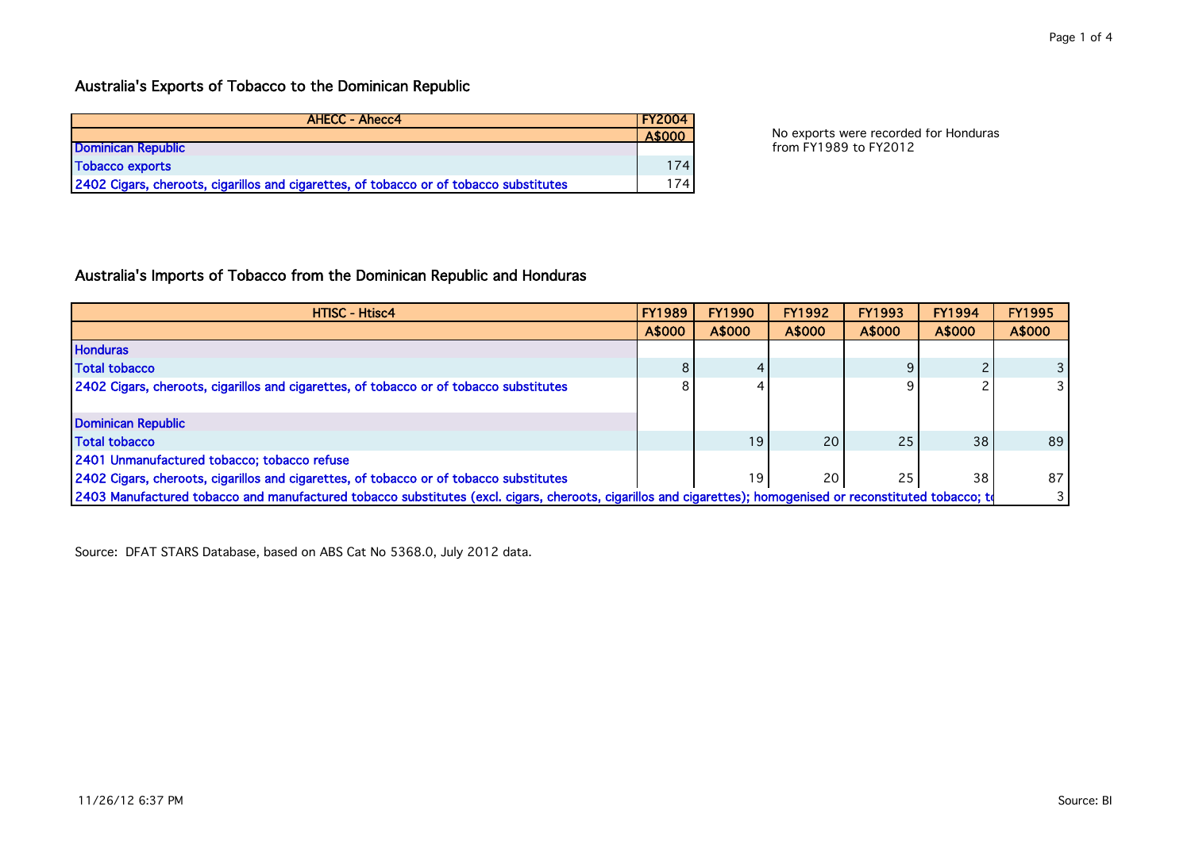## Australia's Exports of Tobacco to the Dominican Republic

| AHECC - Ahecc4 | FY2004 |
|---|---|
| | A$000 |
| Dominican Republic | |
| Tobacco exports | 174 |
| 2402 Cigars, cheroots, cigarillos and cigarettes, of tobacco or of tobacco substitutes | 174 |

No exports were recorded for Honduras from FY1989 to FY2012

## Australia's Imports of Tobacco from the Dominican Republic and Honduras

| HTISC - Htisc4 | FY1989 | FY1990 | FY1992 | FY1993 | FY1994 | FY1995 |
|---|---|---|---|---|---|---|
| | A$000 | A$000 | A$000 | A$000 | A$000 | A$000 |
| Honduras | | | | | | |
| Total tobacco | 8 | 4 | | 9 | 2 | 3 |
| 2402 Cigars, cheroots, cigarillos and cigarettes, of tobacco or of tobacco substitutes | 8 | 4 | | 9 | 2 | 3 |
| | | | | | | |
| Dominican Republic | | | | | | |
| Total tobacco | | 19 | 20 | 25 | 38 | 89 |
| 2401 Unmanufactured tobacco; tobacco refuse | | | | | | |
| 2402 Cigars, cheroots, cigarillos and cigarettes, of tobacco or of tobacco substitutes | | 19 | 20 | 25 | 38 | 87 |
| 2403 Manufactured tobacco and manufactured tobacco substitutes (excl. cigars, cheroots, cigarillos and cigarettes); homogenised or reconstituted tobacco; t | | | | | | 3 |

Source: DFAT STARS Database, based on ABS Cat No 5368.0, July 2012 data.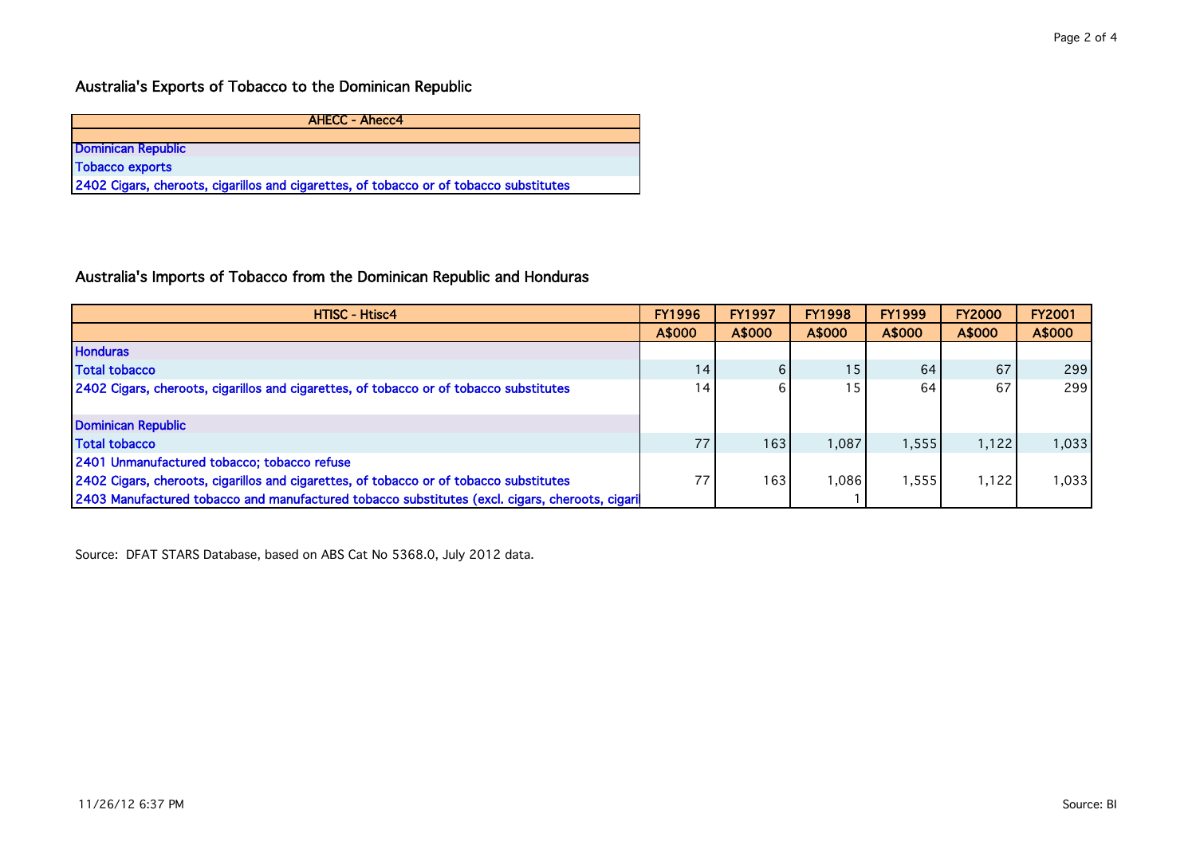## Australia's Exports of Tobacco to the Dominican Republic

| AHECC - Ahecc4 |
|---|
| |
| Dominican Republic |
| Tobacco exports |
| 2402 Cigars, cheroots, cigarillos and cigarettes, of tobacco or of tobacco substitutes |

## Australia's Imports of Tobacco from the Dominican Republic and Honduras

| HTISC - Htisc4 | FY1996 | FY1997 | FY1998 | FY1999 | FY2000 | FY2001 |
|---|---|---|---|---|---|---|
| | A$000 | A$000 | A$000 | A$000 | A$000 | A$000 |
| Honduras | | | | | | |
| Total tobacco | 14 | 6 | 15 | 64 | 67 | 299 |
| 2402 Cigars, cheroots, cigarillos and cigarettes, of tobacco or of tobacco substitutes | 14 | 6 | 15 | 64 | 67 | 299 |
| | | | | | | |
| Dominican Republic | | | | | | |
| Total tobacco | 77 | 163 | 1,087 | 1,555 | 1,122 | 1,033 |
| 2401 Unmanufactured tobacco; tobacco refuse | | | | | | |
| 2402 Cigars, cheroots, cigarillos and cigarettes, of tobacco or of tobacco substitutes | 77 | 163 | 1,086 | 1,555 | 1,122 | 1,033 |
| 2403 Manufactured tobacco and manufactured tobacco substitutes (excl. cigars, cheroots, cigari | | | 1 | | | |

Source: DFAT STARS Database, based on ABS Cat No 5368.0, July 2012 data.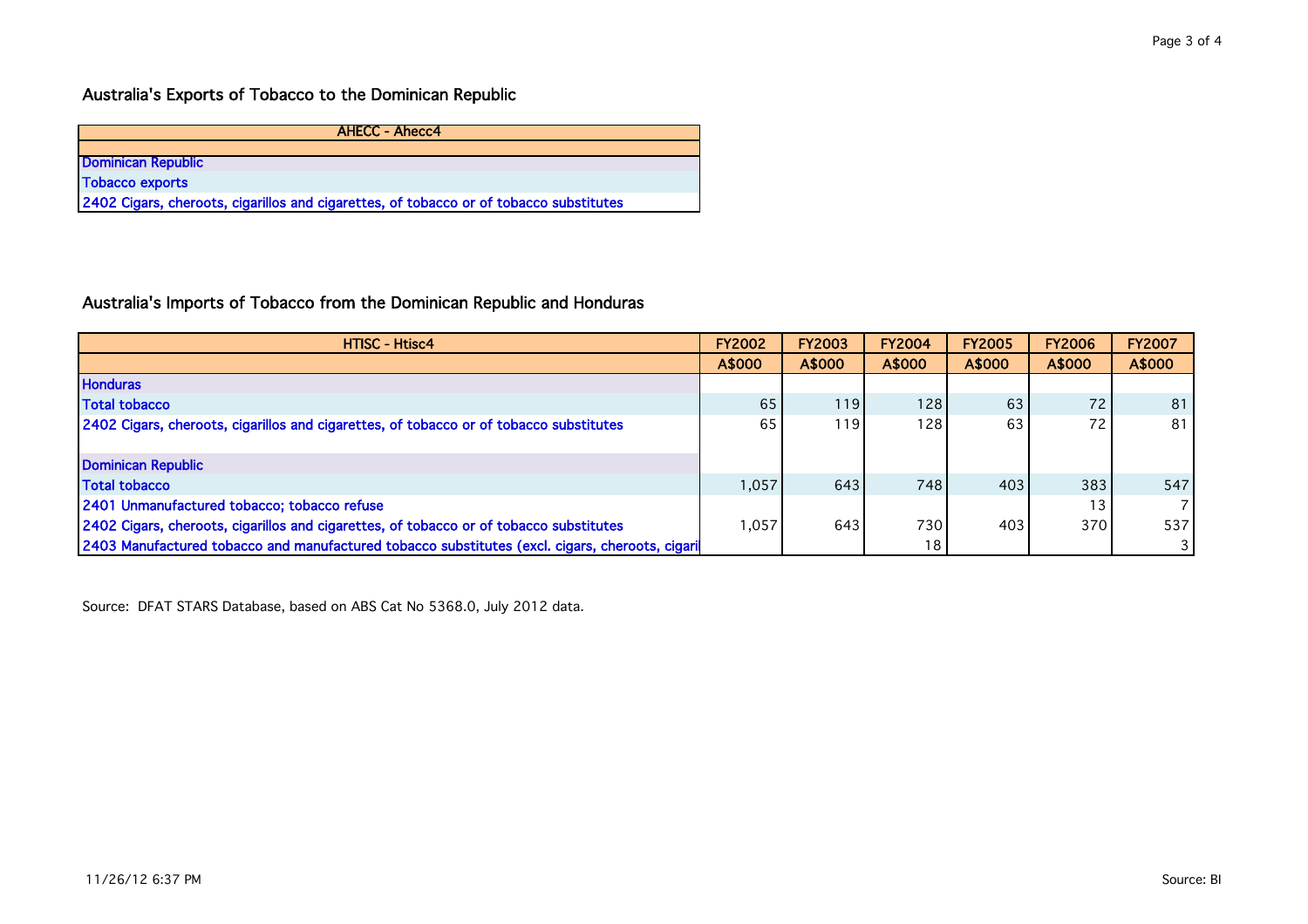## Australia's Exports of Tobacco to the Dominican Republic

| AHECC - Ahecc4 |
|---|
| |
| Dominican Republic |
| Tobacco exports |
| 2402 Cigars, cheroots, cigarillos and cigarettes, of tobacco or of tobacco substitutes |

## Australia's Imports of Tobacco from the Dominican Republic and Honduras

| HTISC - Htisc4 | FY2002 | FY2003 | FY2004 | FY2005 | FY2006 | FY2007 |
|---|---|---|---|---|---|---|
| | A$000 | A$000 | A$000 | A$000 | A$000 | A$000 |
| Honduras | | | | | | |
| Total tobacco | 65 | 119 | 128 | 63 | 72 | 81 |
| 2402 Cigars, cheroots, cigarillos and cigarettes, of tobacco or of tobacco substitutes | 65 | 119 | 128 | 63 | 72 | 81 |
| | | | | | | |
| Dominican Republic | | | | | | |
| Total tobacco | 1,057 | 643 | 748 | 403 | 383 | 547 |
| 2401 Unmanufactured tobacco; tobacco refuse | | | | | 13 | 7 |
| 2402 Cigars, cheroots, cigarillos and cigarettes, of tobacco or of tobacco substitutes | 1,057 | 643 | 730 | 403 | 370 | 537 |
| 2403 Manufactured tobacco and manufactured tobacco substitutes (excl. cigars, cheroots, cigari | | | 18 | | | 3 |

Source: DFAT STARS Database, based on ABS Cat No 5368.0, July 2012 data.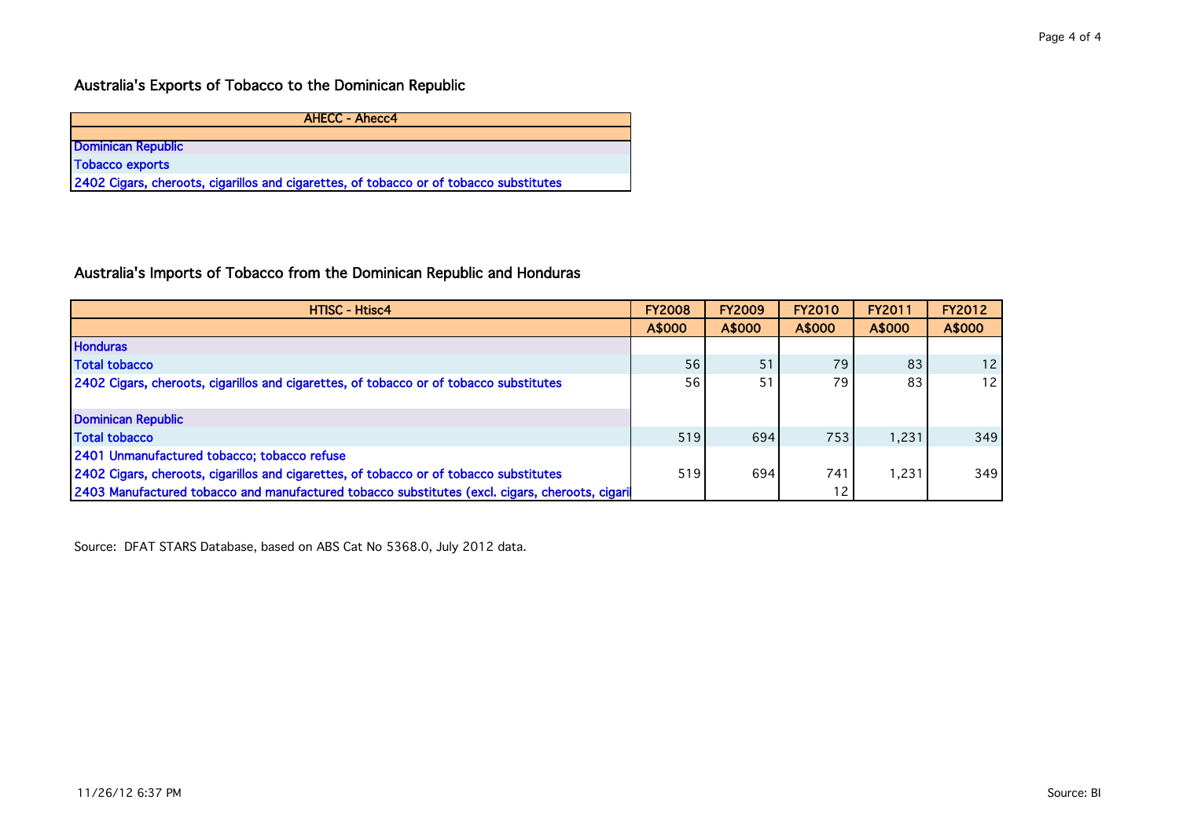## Australia's Exports of Tobacco to the Dominican Republic

| AHECC - Ahecc4 |
|---|
| |
| Dominican Republic |
| Tobacco exports |
| 2402 Cigars, cheroots, cigarillos and cigarettes, of tobacco or of tobacco substitutes |

## Australia's Imports of Tobacco from the Dominican Republic and Honduras

| HTISC - Htisc4 | FY2008 | FY2009 | FY2010 | FY2011 | FY2012 |
|---|---|---|---|---|---|
| | A$000 | A$000 | A$000 | A$000 | A$000 |
| Honduras | | | | | |
| Total tobacco | 56 | 51 | 79 | 83 | 12 |
| 2402 Cigars, cheroots, cigarillos and cigarettes, of tobacco or of tobacco substitutes | 56 | 51 | 79 | 83 | 12 |
| | | | | | |
| Dominican Republic | | | | | |
| Total tobacco | 519 | 694 | 753 | 1,231 | 349 |
| 2401 Unmanufactured tobacco; tobacco refuse | | | | | |
| 2402 Cigars, cheroots, cigarillos and cigarettes, of tobacco or of tobacco substitutes | 519 | 694 | 741 | 1,231 | 349 |
| 2403 Manufactured tobacco and manufactured tobacco substitutes (excl. cigars, cheroots, cigari | | | 12 | | |

Source: DFAT STARS Database, based on ABS Cat No 5368.0, July 2012 data.